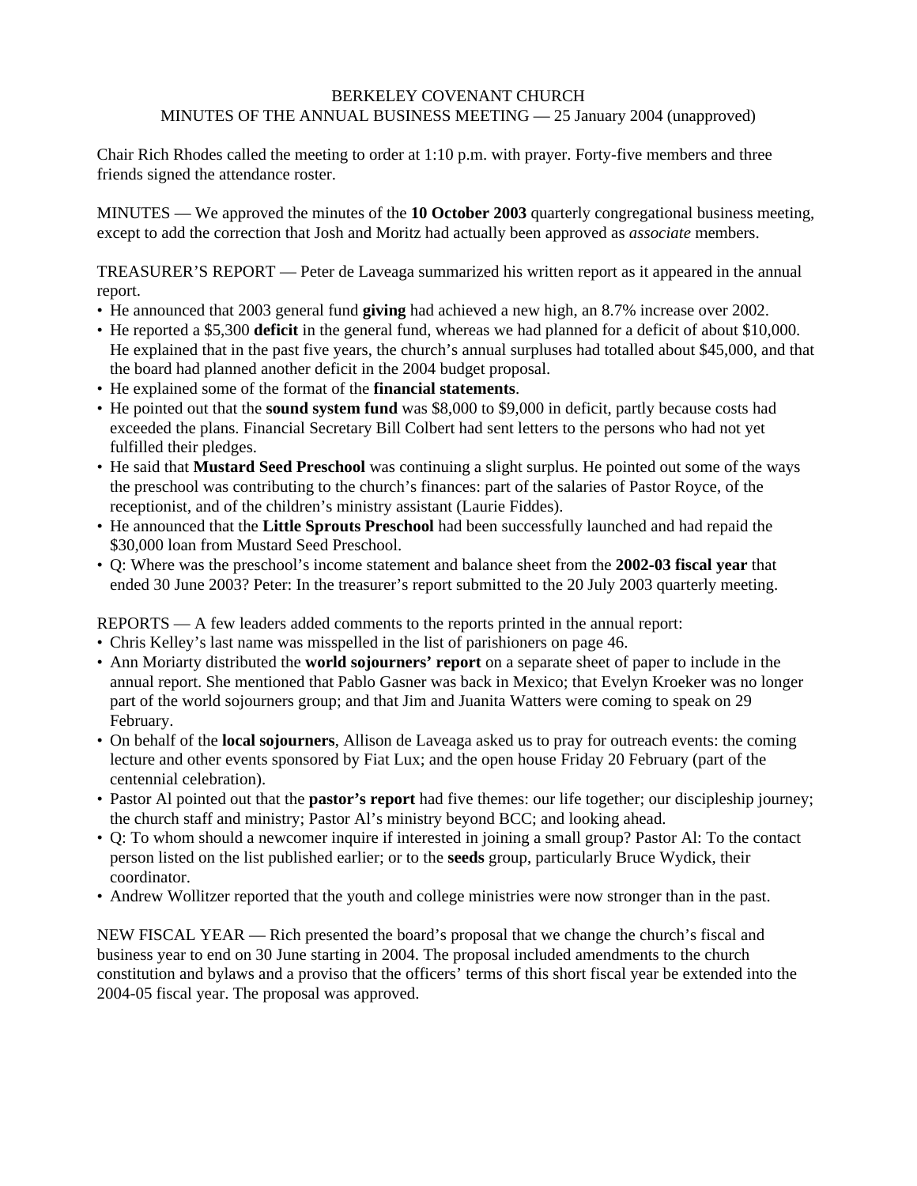BERKELEY COVENANT CHURCH
MINUTES OF THE ANNUAL BUSINESS MEETING — 25 January 2004 (unapproved)

Chair Rich Rhodes called the meeting to order at 1:10 p.m. with prayer. Forty-five members and three friends signed the attendance roster.

MINUTES — We approved the minutes of the **10 October 2003** quarterly congregational business meeting, except to add the correction that Josh and Moritz had actually been approved as *associate* members.

TREASURER'S REPORT — Peter de Laveaga summarized his written report as it appeared in the annual report.

- He announced that 2003 general fund **giving** had achieved a new high, an 8.7% increase over 2002.
- He reported a $5,300 **deficit** in the general fund, whereas we had planned for a deficit of about $10,000. He explained that in the past five years, the church's annual surpluses had totalled about $45,000, and that the board had planned another deficit in the 2004 budget proposal.
- He explained some of the format of the **financial statements**.
- He pointed out that the **sound system fund** was $8,000 to $9,000 in deficit, partly because costs had exceeded the plans. Financial Secretary Bill Colbert had sent letters to the persons who had not yet fulfilled their pledges.
- He said that **Mustard Seed Preschool** was continuing a slight surplus. He pointed out some of the ways the preschool was contributing to the church's finances: part of the salaries of Pastor Royce, of the receptionist, and of the children's ministry assistant (Laurie Fiddes).
- He announced that the **Little Sprouts Preschool** had been successfully launched and had repaid the $30,000 loan from Mustard Seed Preschool.
- Q: Where was the preschool's income statement and balance sheet from the **2002-03 fiscal year** that ended 30 June 2003? Peter: In the treasurer's report submitted to the 20 July 2003 quarterly meeting.

REPORTS — A few leaders added comments to the reports printed in the annual report:

- Chris Kelley's last name was misspelled in the list of parishioners on page 46.
- Ann Moriarty distributed the **world sojourners' report** on a separate sheet of paper to include in the annual report. She mentioned that Pablo Gasner was back in Mexico; that Evelyn Kroeker was no longer part of the world sojourners group; and that Jim and Juanita Watters were coming to speak on 29 February.
- On behalf of the **local sojourners**, Allison de Laveaga asked us to pray for outreach events: the coming lecture and other events sponsored by Fiat Lux; and the open house Friday 20 February (part of the centennial celebration).
- Pastor Al pointed out that the **pastor's report** had five themes: our life together; our discipleship journey; the church staff and ministry; Pastor Al's ministry beyond BCC; and looking ahead.
- Q: To whom should a newcomer inquire if interested in joining a small group? Pastor Al: To the contact person listed on the list published earlier; or to the **seeds** group, particularly Bruce Wydick, their coordinator.
- Andrew Wollitzer reported that the youth and college ministries were now stronger than in the past.

NEW FISCAL YEAR — Rich presented the board's proposal that we change the church's fiscal and business year to end on 30 June starting in 2004. The proposal included amendments to the church constitution and bylaws and a proviso that the officers' terms of this short fiscal year be extended into the 2004-05 fiscal year. The proposal was approved.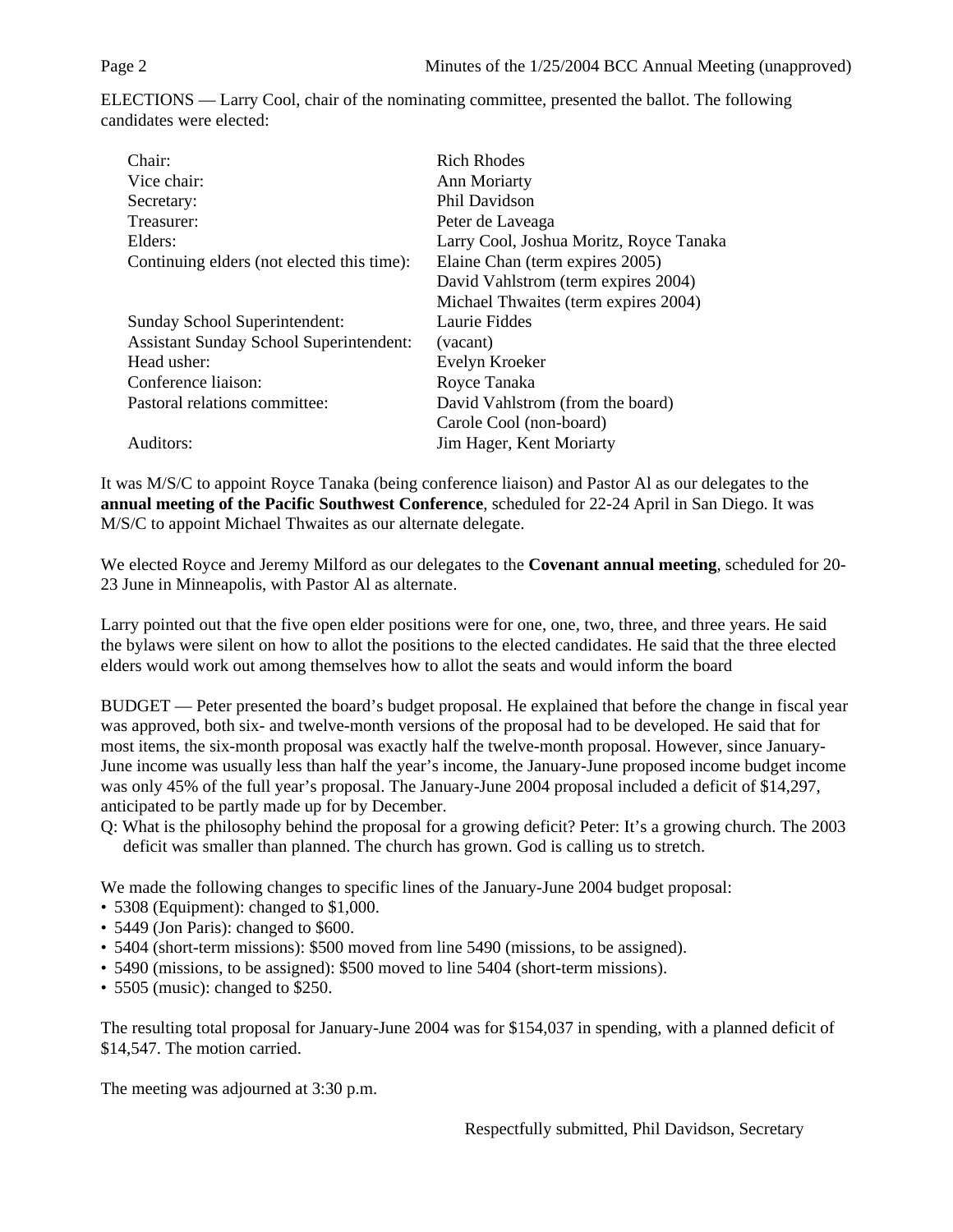ELECTIONS — Larry Cool, chair of the nominating committee, presented the ballot. The following candidates were elected:

| | |
|---|---|
| Chair: | Rich Rhodes |
| Vice chair: | Ann Moriarty |
| Secretary: | Phil Davidson |
| Treasurer: | Peter de Laveaga |
| Elders: | Larry Cool, Joshua Moritz, Royce Tanaka |
| Continuing elders (not elected this time): | Elaine Chan (term expires 2005) |
| | David Vahlstrom (term expires 2004) |
| | Michael Thwaites (term expires 2004) |
| Sunday School Superintendent: | Laurie Fiddes |
| Assistant Sunday School Superintendent: | (vacant) |
| Head usher: | Evelyn Kroeker |
| Conference liaison: | Royce Tanaka |
| Pastoral relations committee: | David Vahlstrom (from the board) |
| | Carole Cool (non-board) |
| Auditors: | Jim Hager, Kent Moriarty |

It was M/S/C to appoint Royce Tanaka (being conference liaison) and Pastor Al as our delegates to the **annual meeting of the Pacific Southwest Conference**, scheduled for 22-24 April in San Diego. It was M/S/C to appoint Michael Thwaites as our alternate delegate.

We elected Royce and Jeremy Milford as our delegates to the **Covenant annual meeting**, scheduled for 20-23 June in Minneapolis, with Pastor Al as alternate.

Larry pointed out that the five open elder positions were for one, one, two, three, and three years. He said the bylaws were silent on how to allot the positions to the elected candidates. He said that the three elected elders would work out among themselves how to allot the seats and would inform the board

BUDGET — Peter presented the board's budget proposal. He explained that before the change in fiscal year was approved, both six- and twelve-month versions of the proposal had to be developed. He said that for most items, the six-month proposal was exactly half the twelve-month proposal. However, since January-June income was usually less than half the year's income, the January-June proposed income budget income was only 45% of the full year's proposal. The January-June 2004 proposal included a deficit of $14,297, anticipated to be partly made up for by December.

Q: What is the philosophy behind the proposal for a growing deficit? Peter: It's a growing church. The 2003 deficit was smaller than planned. The church has grown. God is calling us to stretch.

We made the following changes to specific lines of the January-June 2004 budget proposal:

- 5308 (Equipment): changed to $1,000.
- 5449 (Jon Paris): changed to $600.
- 5404 (short-term missions): $500 moved from line 5490 (missions, to be assigned).
- 5490 (missions, to be assigned): $500 moved to line 5404 (short-term missions).
- 5505 (music): changed to $250.

The resulting total proposal for January-June 2004 was for $154,037 in spending, with a planned deficit of $14,547. The motion carried.

The meeting was adjourned at 3:30 p.m.

Respectfully submitted, Phil Davidson, Secretary